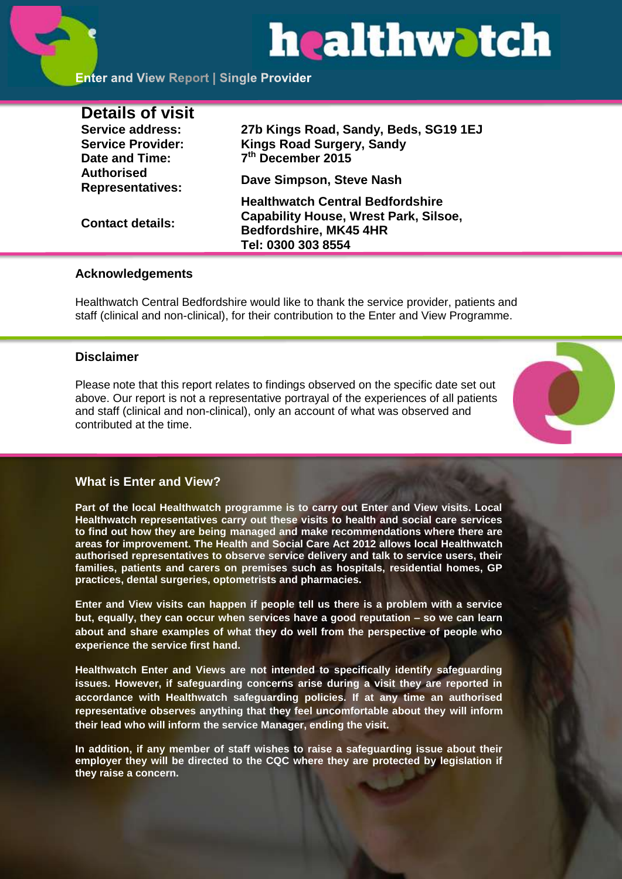# healthwatch

**Enter and View Report | Single Provider**

## Details of visit

| | |
|---|---|
| **Service address:** | **27b Kings Road, Sandy, Beds, SG19 1EJ** |
| **Service Provider:** | **Kings Road Surgery, Sandy** |
| **Date and Time:** | **7th December 2015** |
| **Authorised Representatives:** | **Dave Simpson, Steve Nash** |
| **Contact details:** | **Healthwatch Central Bedfordshire Capability House, Wrest Park, Silsoe, Bedfordshire, MK45 4HR Tel: 0300 303 8554** |

### Acknowledgements

Healthwatch Central Bedfordshire would like to thank the service provider, patients and staff (clinical and non-clinical), for their contribution to the Enter and View Programme.

### Disclaimer

Please note that this report relates to findings observed on the specific date set out above. Our report is not a representative portrayal of the experiences of all patients and staff (clinical and non-clinical), only an account of what was observed and contributed at the time.

### What is Enter and View?

**Part of the local Healthwatch programme is to carry out Enter and View visits. Local Healthwatch representatives carry out these visits to health and social care services to find out how they are being managed and make recommendations where there are areas for improvement. The Health and Social Care Act 2012 allows local Healthwatch authorised representatives to observe service delivery and talk to service users, their families, patients and carers on premises such as hospitals, residential homes, GP practices, dental surgeries, optometrists and pharmacies.**

**Enter and View visits can happen if people tell us there is a problem with a service but, equally, they can occur when services have a good reputation – so we can learn about and share examples of what they do well from the perspective of people who experience the service first hand.**

**Healthwatch Enter and Views are not intended to specifically identify safeguarding issues. However, if safeguarding concerns arise during a visit they are reported in accordance with Healthwatch safeguarding policies. If at any time an authorised representative observes anything that they feel uncomfortable about they will inform their lead who will inform the service Manager, ending the visit.**

**In addition, if any member of staff wishes to raise a safeguarding issue about their employer they will be directed to the CQC where they are protected by legislation if they raise a concern.**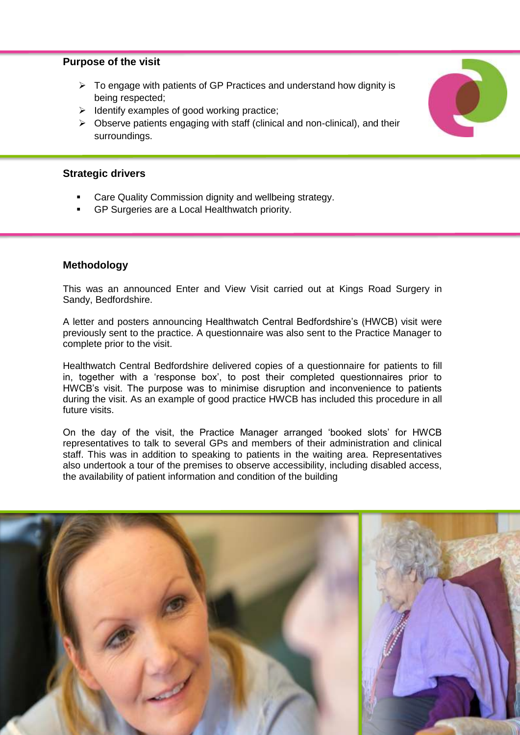## Purpose of the visit

- To engage with patients of GP Practices and understand how dignity is being respected;
- Identify examples of good working practice;
- Observe patients engaging with staff (clinical and non-clinical), and their surroundings.

## Strategic drivers

- Care Quality Commission dignity and wellbeing strategy.
- GP Surgeries are a Local Healthwatch priority.

## Methodology

This was an announced Enter and View Visit carried out at Kings Road Surgery in Sandy, Bedfordshire.

A letter and posters announcing Healthwatch Central Bedfordshire's (HWCB) visit were previously sent to the practice. A questionnaire was also sent to the Practice Manager to complete prior to the visit.

Healthwatch Central Bedfordshire delivered copies of a questionnaire for patients to fill in, together with a 'response box', to post their completed questionnaires prior to HWCB's visit. The purpose was to minimise disruption and inconvenience to patients during the visit. As an example of good practice HWCB has included this procedure in all future visits.

On the day of the visit, the Practice Manager arranged 'booked slots' for HWCB representatives to talk to several GPs and members of their administration and clinical staff. This was in addition to speaking to patients in the waiting area. Representatives also undertook a tour of the premises to observe accessibility, including disabled access, the availability of patient information and condition of the building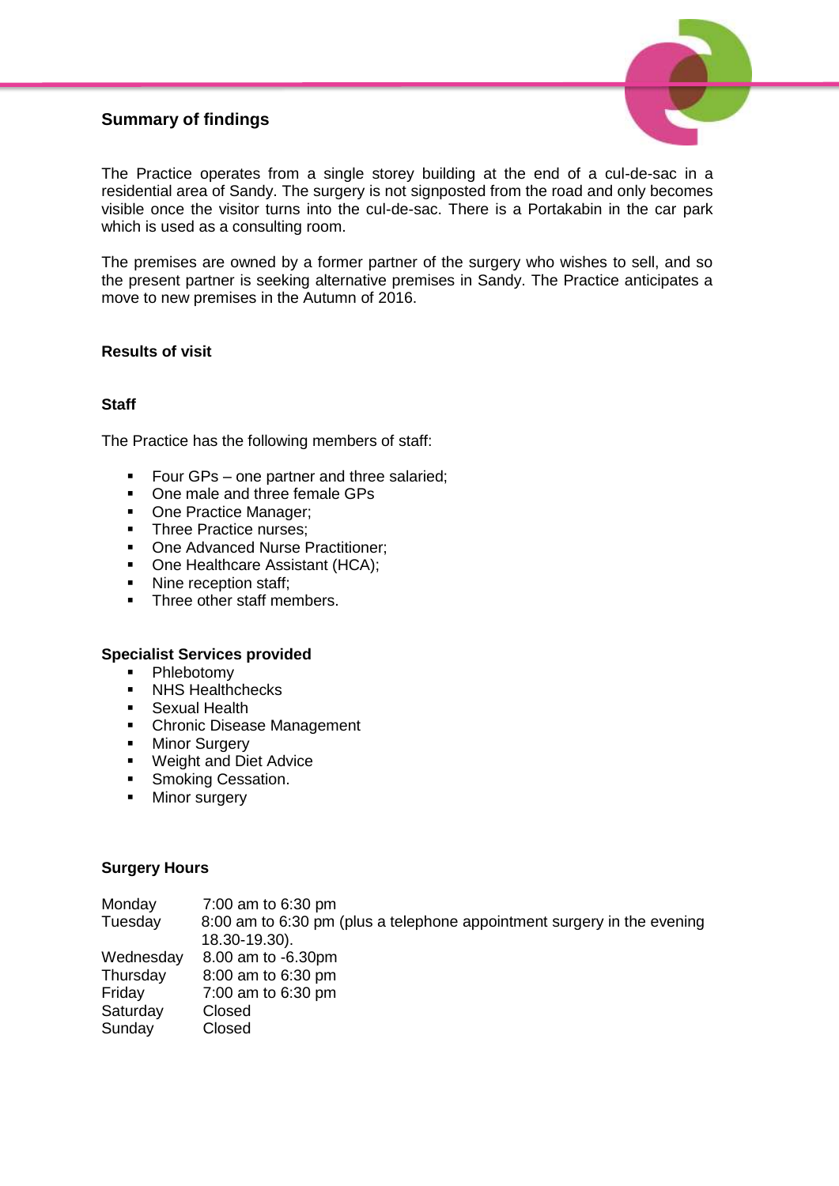## Summary of findings

The Practice operates from a single storey building at the end of a cul-de-sac in a residential area of Sandy. The surgery is not signposted from the road and only becomes visible once the visitor turns into the cul-de-sac. There is a Portakabin in the car park which is used as a consulting room.

The premises are owned by a former partner of the surgery who wishes to sell, and so the present partner is seeking alternative premises in Sandy. The Practice anticipates a move to new premises in the Autumn of 2016.

### Results of visit

### Staff

The Practice has the following members of staff:

- Four GPs – one partner and three salaried;
- One male and three female GPs
- One Practice Manager;
- Three Practice nurses;
- One Advanced Nurse Practitioner;
- One Healthcare Assistant (HCA);
- Nine reception staff;
- Three other staff members.

### Specialist Services provided

- Phlebotomy
- NHS Healthchecks
- Sexual Health
- Chronic Disease Management
- Minor Surgery
- Weight and Diet Advice
- Smoking Cessation.
- Minor surgery

### Surgery Hours

| | |
|---|---|
| Monday | 7:00 am to 6:30 pm |
| Tuesday | 8:00 am to 6:30 pm (plus a telephone appointment surgery in the evening 18.30-19.30). |
| Wednesday | 8.00 am to -6.30pm |
| Thursday | 8:00 am to 6:30 pm |
| Friday | 7:00 am to 6:30 pm |
| Saturday | Closed |
| Sunday | Closed |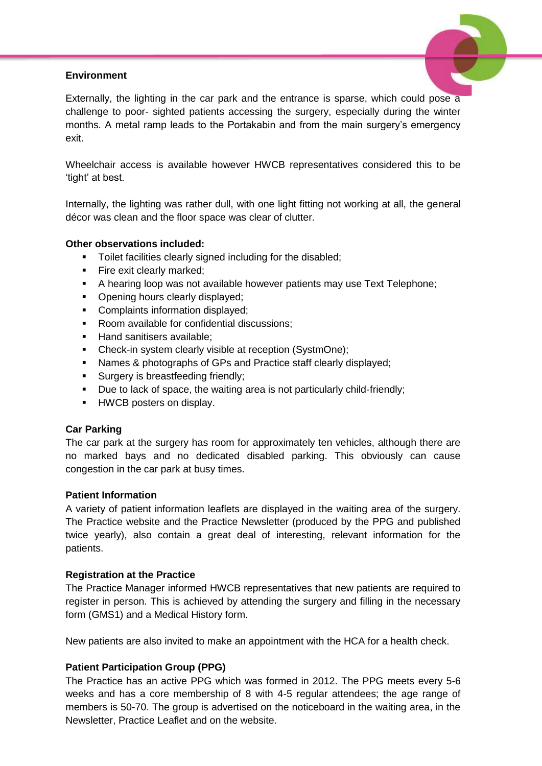**Environment**

Externally, the lighting in the car park and the entrance is sparse, which could pose a challenge to poor- sighted patients accessing the surgery, especially during the winter months. A metal ramp leads to the Portakabin and from the main surgery's emergency exit.

Wheelchair access is available however HWCB representatives considered this to be 'tight' at best.

Internally, the lighting was rather dull, with one light fitting not working at all, the general décor was clean and the floor space was clear of clutter.

**Other observations included:**

- Toilet facilities clearly signed including for the disabled;
- Fire exit clearly marked;
- A hearing loop was not available however patients may use Text Telephone;
- Opening hours clearly displayed;
- Complaints information displayed;
- Room available for confidential discussions;
- Hand sanitisers available;
- Check-in system clearly visible at reception (SystmOne);
- Names & photographs of GPs and Practice staff clearly displayed;
- Surgery is breastfeeding friendly;
- Due to lack of space, the waiting area is not particularly child-friendly;
- HWCB posters on display.

**Car Parking**

The car park at the surgery has room for approximately ten vehicles, although there are no marked bays and no dedicated disabled parking. This obviously can cause congestion in the car park at busy times.

**Patient Information**

A variety of patient information leaflets are displayed in the waiting area of the surgery. The Practice website and the Practice Newsletter (produced by the PPG and published twice yearly), also contain a great deal of interesting, relevant information for the patients.

**Registration at the Practice**

The Practice Manager informed HWCB representatives that new patients are required to register in person. This is achieved by attending the surgery and filling in the necessary form (GMS1) and a Medical History form.

New patients are also invited to make an appointment with the HCA for a health check.

**Patient Participation Group (PPG)**

The Practice has an active PPG which was formed in 2012. The PPG meets every 5-6 weeks and has a core membership of 8 with 4-5 regular attendees; the age range of members is 50-70. The group is advertised on the noticeboard in the waiting area, in the Newsletter, Practice Leaflet and on the website.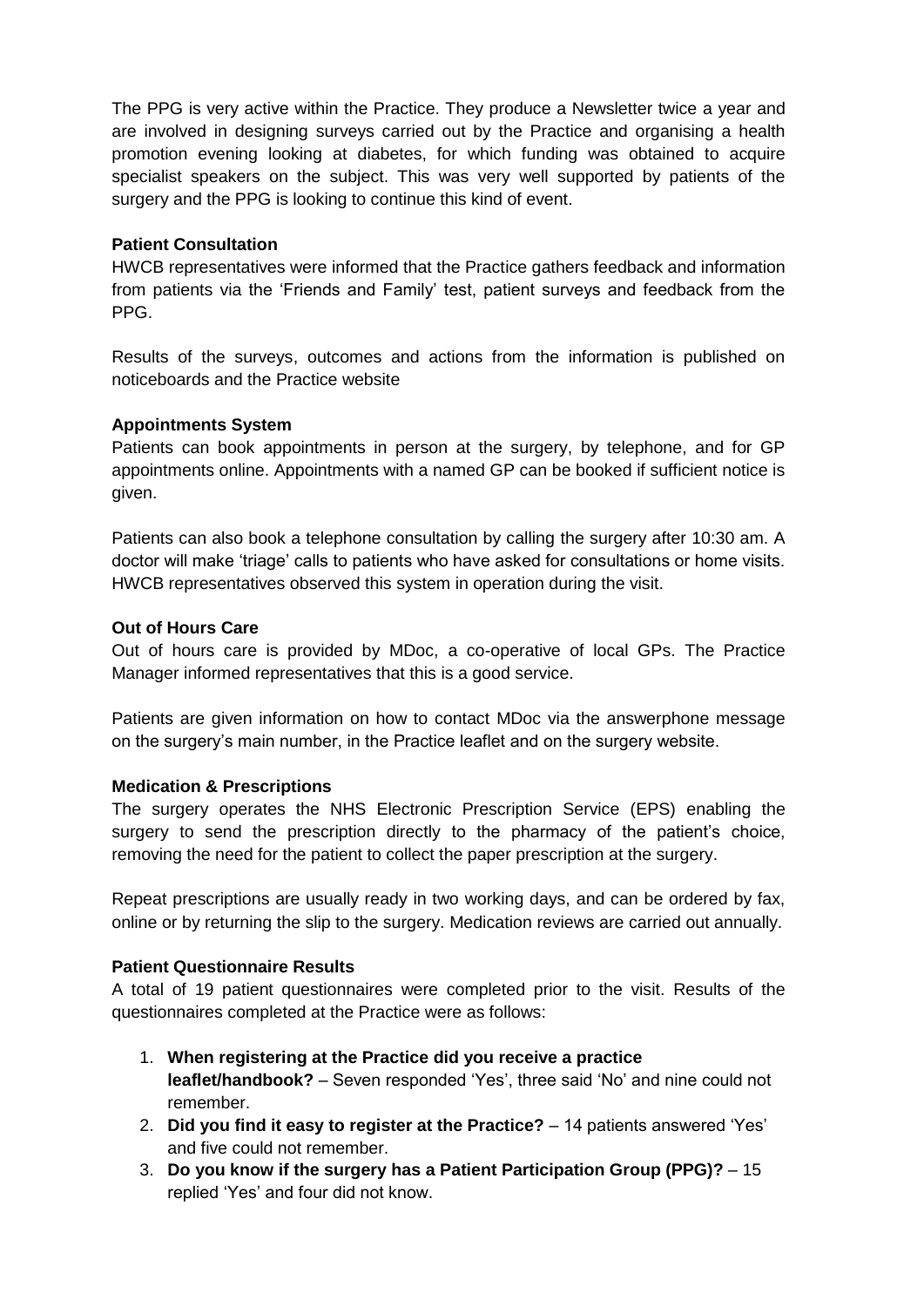The PPG is very active within the Practice. They produce a Newsletter twice a year and are involved in designing surveys carried out by the Practice and organising a health promotion evening looking at diabetes, for which funding was obtained to acquire specialist speakers on the subject. This was very well supported by patients of the surgery and the PPG is looking to continue this kind of event.

**Patient Consultation**

HWCB representatives were informed that the Practice gathers feedback and information from patients via the 'Friends and Family' test, patient surveys and feedback from the PPG.

Results of the surveys, outcomes and actions from the information is published on noticeboards and the Practice website

**Appointments System**

Patients can book appointments in person at the surgery, by telephone, and for GP appointments online. Appointments with a named GP can be booked if sufficient notice is given.

Patients can also book a telephone consultation by calling the surgery after 10:30 am. A doctor will make 'triage' calls to patients who have asked for consultations or home visits. HWCB representatives observed this system in operation during the visit.

**Out of Hours Care**

Out of hours care is provided by MDoc, a co-operative of local GPs. The Practice Manager informed representatives that this is a good service.

Patients are given information on how to contact MDoc via the answerphone message on the surgery's main number, in the Practice leaflet and on the surgery website.

**Medication & Prescriptions**

The surgery operates the NHS Electronic Prescription Service (EPS) enabling the surgery to send the prescription directly to the pharmacy of the patient's choice, removing the need for the patient to collect the paper prescription at the surgery.

Repeat prescriptions are usually ready in two working days, and can be ordered by fax, online or by returning the slip to the surgery. Medication reviews are carried out annually.

**Patient Questionnaire Results**

A total of 19 patient questionnaires were completed prior to the visit. Results of the questionnaires completed at the Practice were as follows:

1. **When registering at the Practice did you receive a practice leaflet/handbook?** – Seven responded 'Yes', three said 'No' and nine could not remember.
2. **Did you find it easy to register at the Practice?** – 14 patients answered 'Yes' and five could not remember.
3. **Do you know if the surgery has a Patient Participation Group (PPG)?** – 15 replied 'Yes' and four did not know.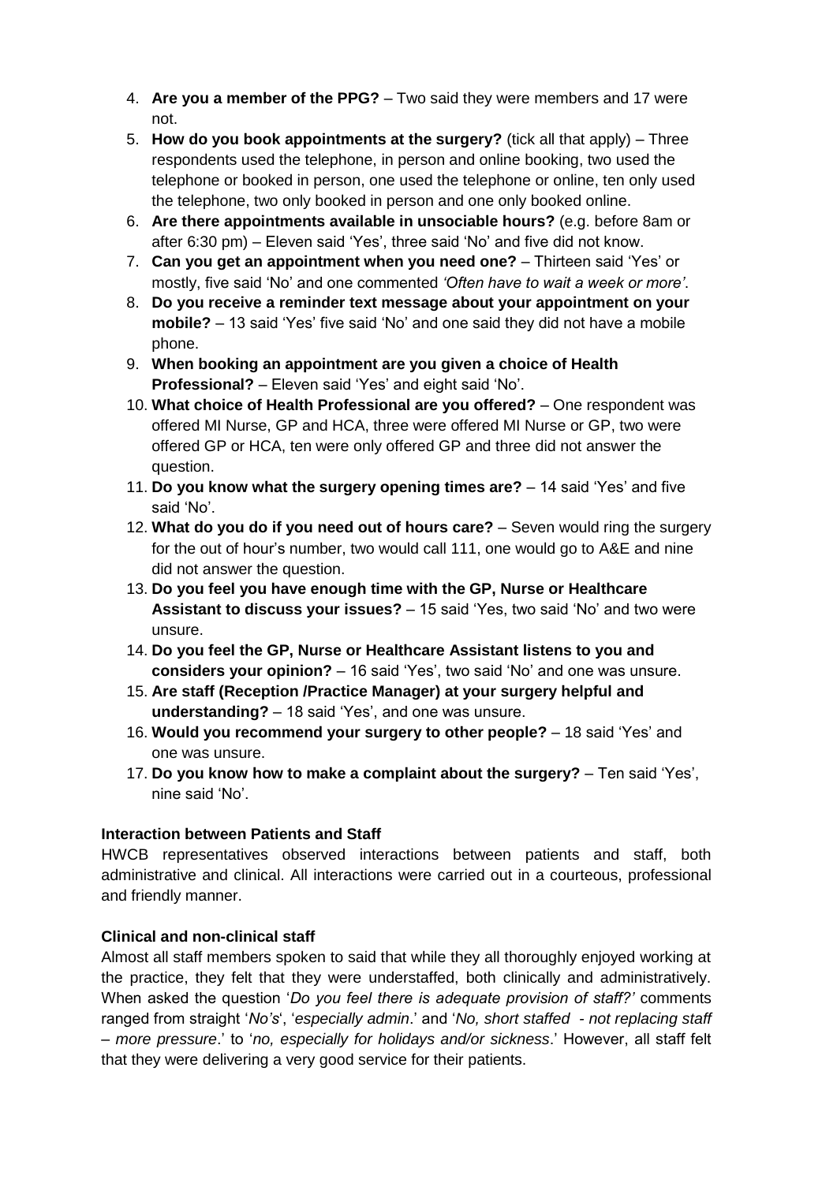4. **Are you a member of the PPG?** – Two said they were members and 17 were not.
5. **How do you book appointments at the surgery?** (tick all that apply) – Three respondents used the telephone, in person and online booking, two used the telephone or booked in person, one used the telephone or online, ten only used the telephone, two only booked in person and one only booked online.
6. **Are there appointments available in unsociable hours?** (e.g. before 8am or after 6:30 pm) – Eleven said 'Yes', three said 'No' and five did not know.
7. **Can you get an appointment when you need one?** – Thirteen said 'Yes' or mostly, five said 'No' and one commented *'Often have to wait a week or more'*.
8. **Do you receive a reminder text message about your appointment on your mobile?** – 13 said 'Yes' five said 'No' and one said they did not have a mobile phone.
9. **When booking an appointment are you given a choice of Health Professional?** – Eleven said 'Yes' and eight said 'No'.
10. **What choice of Health Professional are you offered?** – One respondent was offered MI Nurse, GP and HCA, three were offered MI Nurse or GP, two were offered GP or HCA, ten were only offered GP and three did not answer the question.
11. **Do you know what the surgery opening times are?** – 14 said 'Yes' and five said 'No'.
12. **What do you do if you need out of hours care?** – Seven would ring the surgery for the out of hour's number, two would call 111, one would go to A&E and nine did not answer the question.
13. **Do you feel you have enough time with the GP, Nurse or Healthcare Assistant to discuss your issues?** – 15 said 'Yes, two said 'No' and two were unsure.
14. **Do you feel the GP, Nurse or Healthcare Assistant listens to you and considers your opinion?** – 16 said 'Yes', two said 'No' and one was unsure.
15. **Are staff (Reception /Practice Manager) at your surgery helpful and understanding?** – 18 said 'Yes', and one was unsure.
16. **Would you recommend your surgery to other people?** – 18 said 'Yes' and one was unsure.
17. **Do you know how to make a complaint about the surgery?** – Ten said 'Yes', nine said 'No'.

**Interaction between Patients and Staff**

HWCB representatives observed interactions between patients and staff, both administrative and clinical. All interactions were carried out in a courteous, professional and friendly manner.

**Clinical and non-clinical staff**

Almost all staff members spoken to said that while they all thoroughly enjoyed working at the practice, they felt that they were understaffed, both clinically and administratively. When asked the question '*Do you feel there is adequate provision of staff?'* comments ranged from straight '*No's*', '*especially admin*.' and '*No, short staffed - not replacing staff – more pressure*.' to '*no, especially for holidays and/or sickness*.' However, all staff felt that they were delivering a very good service for their patients.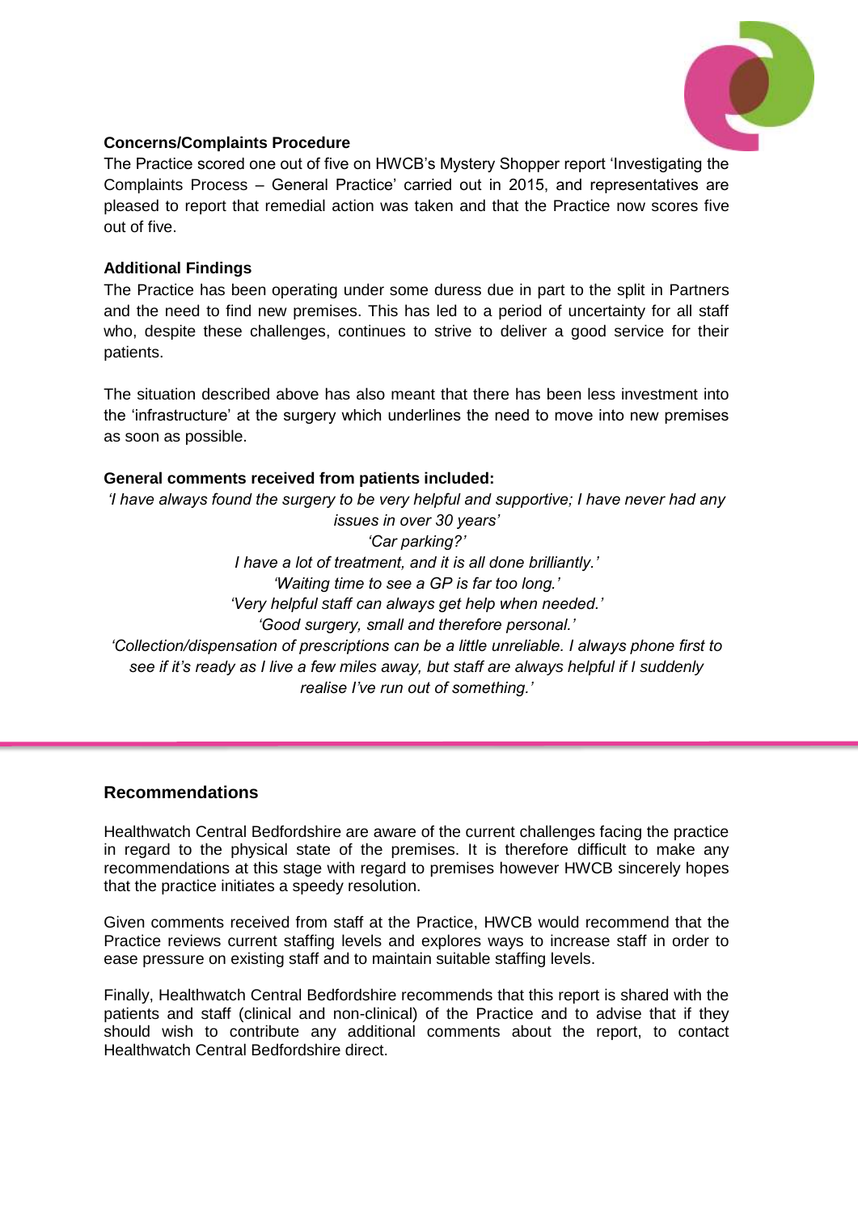**Concerns/Complaints Procedure**

The Practice scored one out of five on HWCB's Mystery Shopper report 'Investigating the Complaints Process – General Practice' carried out in 2015, and representatives are pleased to report that remedial action was taken and that the Practice now scores five out of five.

**Additional Findings**

The Practice has been operating under some duress due in part to the split in Partners and the need to find new premises. This has led to a period of uncertainty for all staff who, despite these challenges, continues to strive to deliver a good service for their patients.

The situation described above has also meant that there has been less investment into the 'infrastructure' at the surgery which underlines the need to move into new premises as soon as possible.

**General comments received from patients included:**

*'I have always found the surgery to be very helpful and supportive; I have never had any issues in over 30 years'*

*'Car parking?'*

*I have a lot of treatment, and it is all done brilliantly.'*

*'Waiting time to see a GP is far too long.'*

*'Very helpful staff can always get help when needed.'*

*'Good surgery, small and therefore personal.'*

*'Collection/dispensation of prescriptions can be a little unreliable. I always phone first to see if it's ready as I live a few miles away, but staff are always helpful if I suddenly realise I've run out of something.'*

## Recommendations

Healthwatch Central Bedfordshire are aware of the current challenges facing the practice in regard to the physical state of the premises. It is therefore difficult to make any recommendations at this stage with regard to premises however HWCB sincerely hopes that the practice initiates a speedy resolution.

Given comments received from staff at the Practice, HWCB would recommend that the Practice reviews current staffing levels and explores ways to increase staff in order to ease pressure on existing staff and to maintain suitable staffing levels.

Finally, Healthwatch Central Bedfordshire recommends that this report is shared with the patients and staff (clinical and non-clinical) of the Practice and to advise that if they should wish to contribute any additional comments about the report, to contact Healthwatch Central Bedfordshire direct.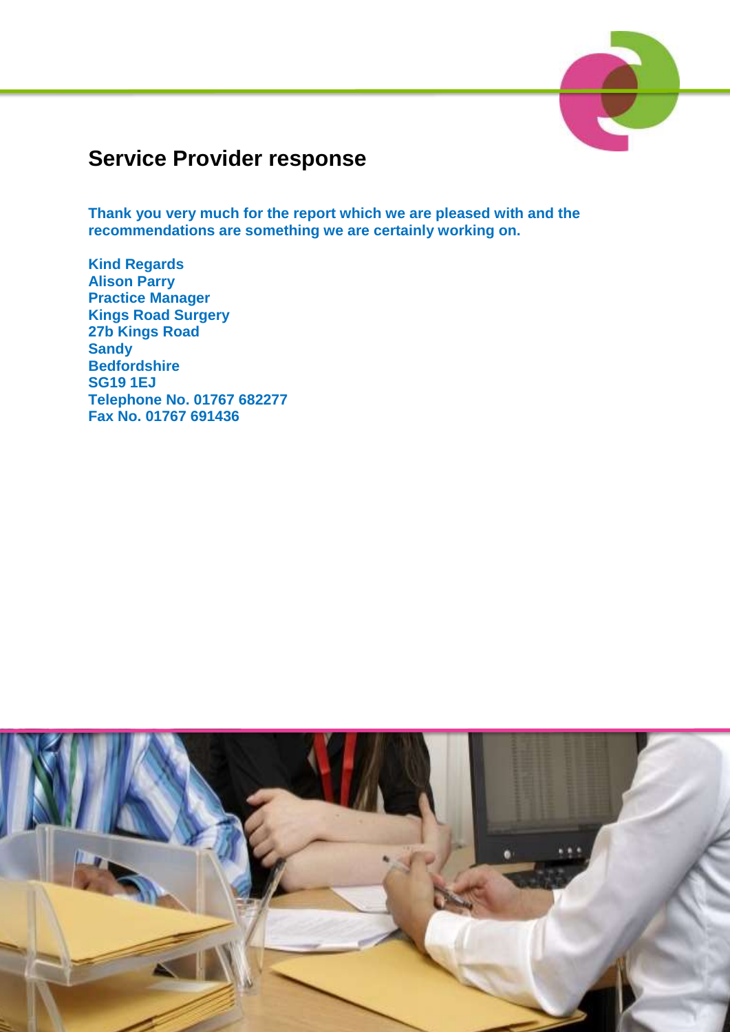## Service Provider response

**Thank you very much for the report which we are pleased with and the recommendations are something we are certainly working on.**

**Kind Regards**
**Alison Parry**
**Practice Manager**
**Kings Road Surgery**
**27b Kings Road**
**Sandy**
**Bedfordshire**
**SG19 1EJ**
**Telephone No. 01767 682277**
**Fax No. 01767 691436**